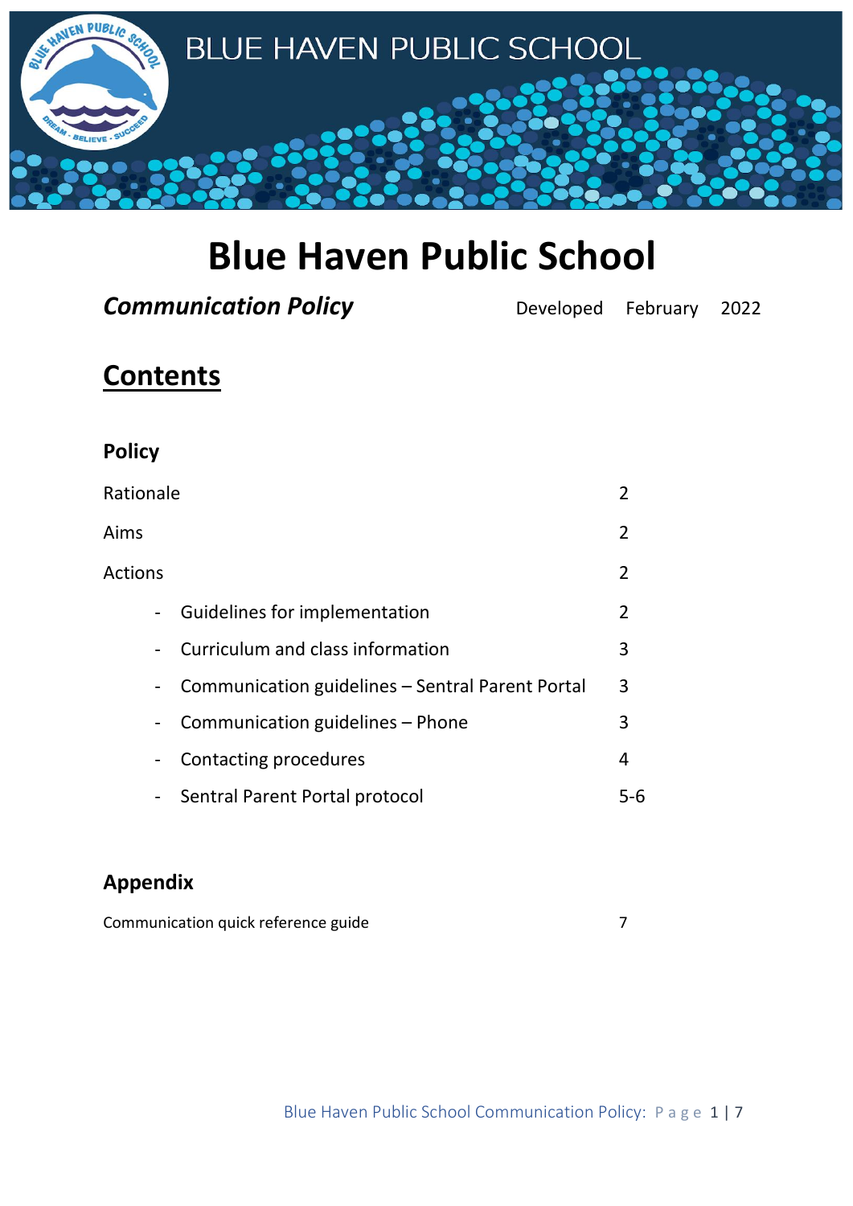BLUE HAVEN PUBLIC SCHOOL

# Blue Haven Public School

***Communication Policy*** Developed February 2022

## Contents

### Policy

| | |
|---|---|
| Rationale | 2 |
| Aims | 2 |
| Actions | 2 |
| - Guidelines for implementation | 2 |
| - Curriculum and class information | 3 |
| - Communication guidelines – Sentral Parent Portal | 3 |
| - Communication guidelines – Phone | 3 |
| - Contacting procedures | 4 |
| - Sentral Parent Portal protocol | 5-6 |

### Appendix

| | |
|---|---|
| Communication quick reference guide | 7 |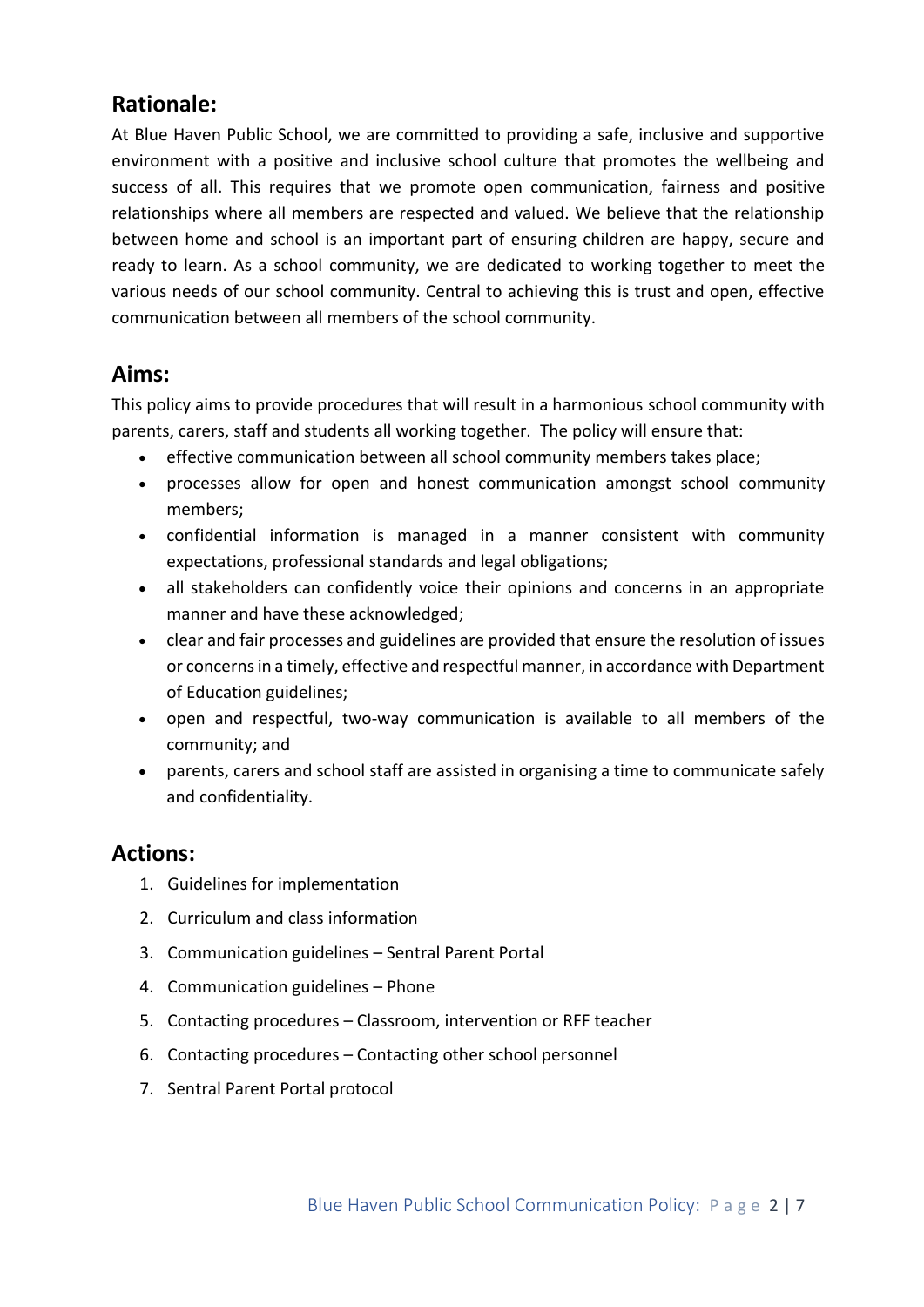## Rationale:

At Blue Haven Public School, we are committed to providing a safe, inclusive and supportive environment with a positive and inclusive school culture that promotes the wellbeing and success of all. This requires that we promote open communication, fairness and positive relationships where all members are respected and valued. We believe that the relationship between home and school is an important part of ensuring children are happy, secure and ready to learn. As a school community, we are dedicated to working together to meet the various needs of our school community. Central to achieving this is trust and open, effective communication between all members of the school community.

## Aims:

This policy aims to provide procedures that will result in a harmonious school community with parents, carers, staff and students all working together. The policy will ensure that:

- effective communication between all school community members takes place;
- processes allow for open and honest communication amongst school community members;
- confidential information is managed in a manner consistent with community expectations, professional standards and legal obligations;
- all stakeholders can confidently voice their opinions and concerns in an appropriate manner and have these acknowledged;
- clear and fair processes and guidelines are provided that ensure the resolution of issues or concerns in a timely, effective and respectful manner, in accordance with Department of Education guidelines;
- open and respectful, two-way communication is available to all members of the community; and
- parents, carers and school staff are assisted in organising a time to communicate safely and confidentiality.

## Actions:

1. Guidelines for implementation
2. Curriculum and class information
3. Communication guidelines – Sentral Parent Portal
4. Communication guidelines – Phone
5. Contacting procedures – Classroom, intervention or RFF teacher
6. Contacting procedures – Contacting other school personnel
7. Sentral Parent Portal protocol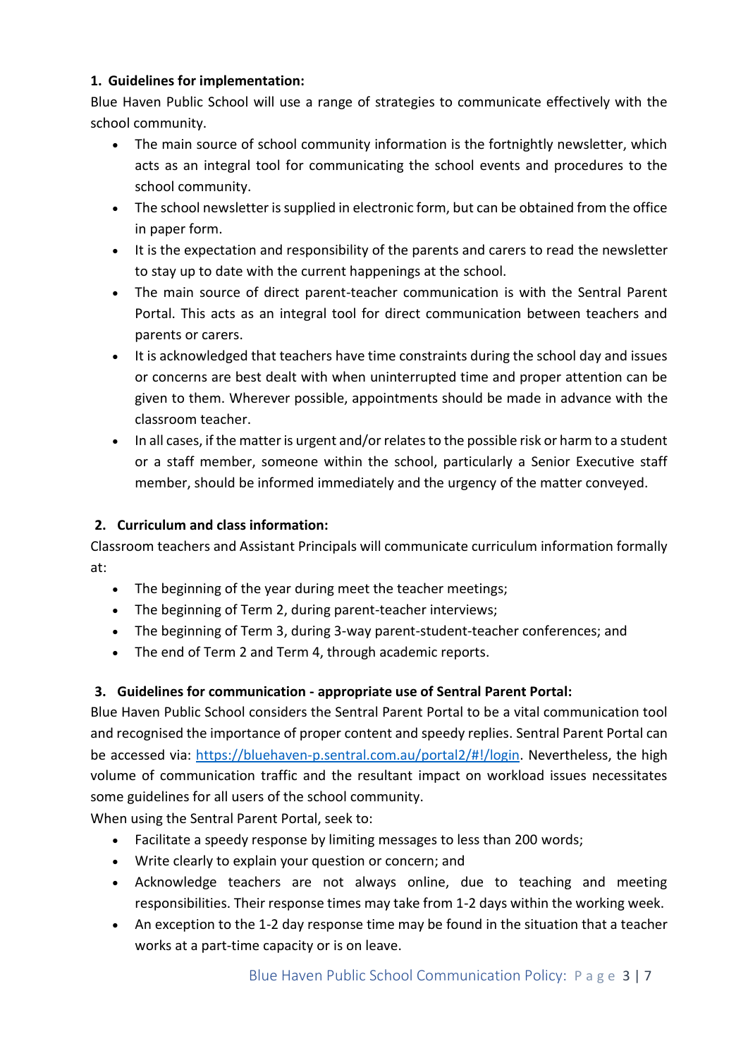**1. Guidelines for implementation:**

Blue Haven Public School will use a range of strategies to communicate effectively with the school community.

- The main source of school community information is the fortnightly newsletter, which acts as an integral tool for communicating the school events and procedures to the school community.
- The school newsletter is supplied in electronic form, but can be obtained from the office in paper form.
- It is the expectation and responsibility of the parents and carers to read the newsletter to stay up to date with the current happenings at the school.
- The main source of direct parent-teacher communication is with the Sentral Parent Portal. This acts as an integral tool for direct communication between teachers and parents or carers.
- It is acknowledged that teachers have time constraints during the school day and issues or concerns are best dealt with when uninterrupted time and proper attention can be given to them. Wherever possible, appointments should be made in advance with the classroom teacher.
- In all cases, if the matter is urgent and/or relates to the possible risk or harm to a student or a staff member, someone within the school, particularly a Senior Executive staff member, should be informed immediately and the urgency of the matter conveyed.

**2. Curriculum and class information:**

Classroom teachers and Assistant Principals will communicate curriculum information formally at:

- The beginning of the year during meet the teacher meetings;
- The beginning of Term 2, during parent-teacher interviews;
- The beginning of Term 3, during 3-way parent-student-teacher conferences; and
- The end of Term 2 and Term 4, through academic reports.

**3. Guidelines for communication - appropriate use of Sentral Parent Portal:**

Blue Haven Public School considers the Sentral Parent Portal to be a vital communication tool and recognised the importance of proper content and speedy replies. Sentral Parent Portal can be accessed via: https://bluehaven-p.sentral.com.au/portal2/#!/login. Nevertheless, the high volume of communication traffic and the resultant impact on workload issues necessitates some guidelines for all users of the school community.

When using the Sentral Parent Portal, seek to:

- Facilitate a speedy response by limiting messages to less than 200 words;
- Write clearly to explain your question or concern; and
- Acknowledge teachers are not always online, due to teaching and meeting responsibilities. Their response times may take from 1-2 days within the working week.
- An exception to the 1-2 day response time may be found in the situation that a teacher works at a part-time capacity or is on leave.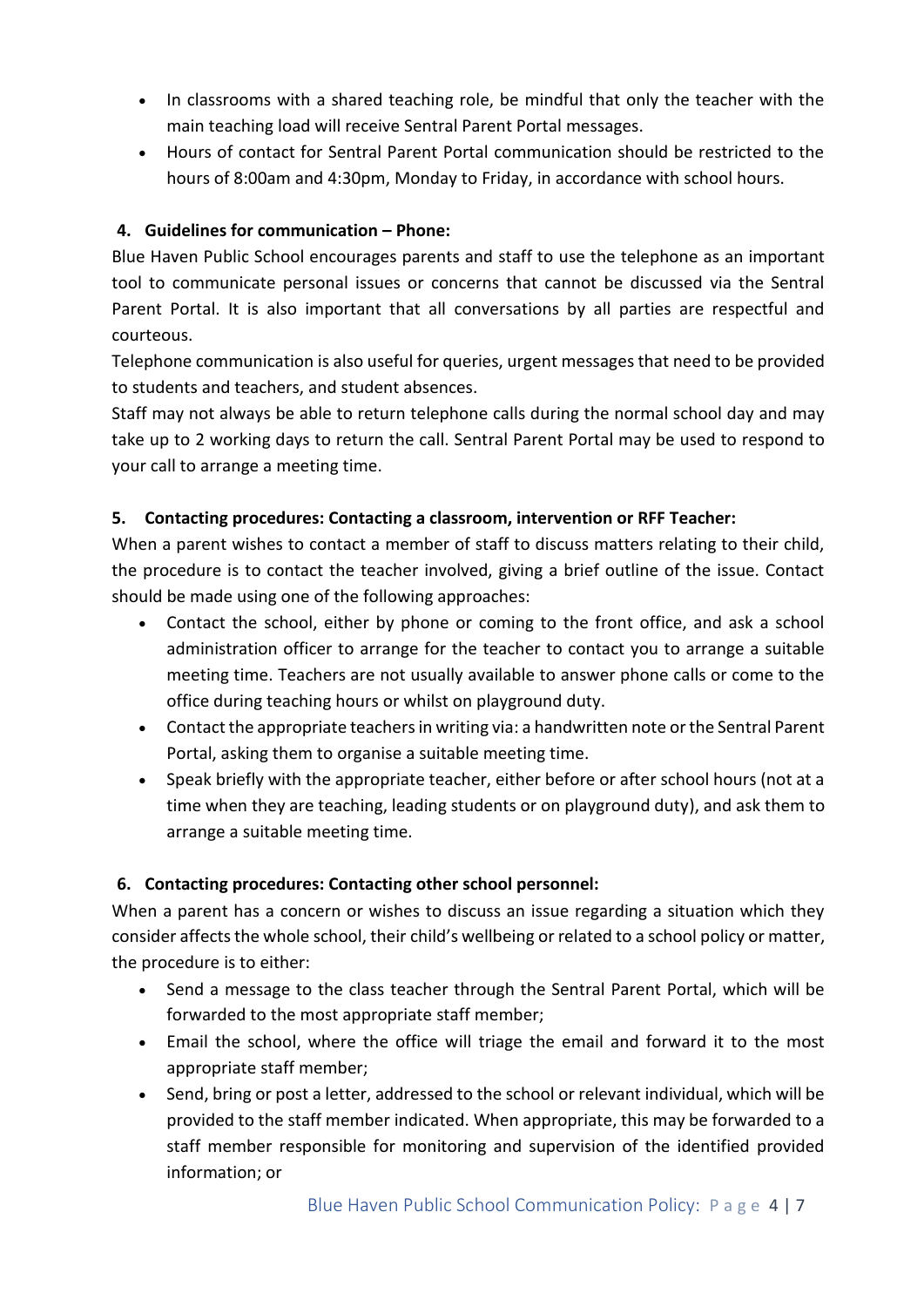- In classrooms with a shared teaching role, be mindful that only the teacher with the main teaching load will receive Sentral Parent Portal messages.
- Hours of contact for Sentral Parent Portal communication should be restricted to the hours of 8:00am and 4:30pm, Monday to Friday, in accordance with school hours.

**4. Guidelines for communication – Phone:**

Blue Haven Public School encourages parents and staff to use the telephone as an important tool to communicate personal issues or concerns that cannot be discussed via the Sentral Parent Portal. It is also important that all conversations by all parties are respectful and courteous.

Telephone communication is also useful for queries, urgent messages that need to be provided to students and teachers, and student absences.

Staff may not always be able to return telephone calls during the normal school day and may take up to 2 working days to return the call. Sentral Parent Portal may be used to respond to your call to arrange a meeting time.

**5. Contacting procedures: Contacting a classroom, intervention or RFF Teacher:**

When a parent wishes to contact a member of staff to discuss matters relating to their child, the procedure is to contact the teacher involved, giving a brief outline of the issue. Contact should be made using one of the following approaches:

- Contact the school, either by phone or coming to the front office, and ask a school administration officer to arrange for the teacher to contact you to arrange a suitable meeting time. Teachers are not usually available to answer phone calls or come to the office during teaching hours or whilst on playground duty.
- Contact the appropriate teachers in writing via: a handwritten note or the Sentral Parent Portal, asking them to organise a suitable meeting time.
- Speak briefly with the appropriate teacher, either before or after school hours (not at a time when they are teaching, leading students or on playground duty), and ask them to arrange a suitable meeting time.

**6. Contacting procedures: Contacting other school personnel:**

When a parent has a concern or wishes to discuss an issue regarding a situation which they consider affects the whole school, their child's wellbeing or related to a school policy or matter, the procedure is to either:

- Send a message to the class teacher through the Sentral Parent Portal, which will be forwarded to the most appropriate staff member;
- Email the school, where the office will triage the email and forward it to the most appropriate staff member;
- Send, bring or post a letter, addressed to the school or relevant individual, which will be provided to the staff member indicated. When appropriate, this may be forwarded to a staff member responsible for monitoring and supervision of the identified provided information; or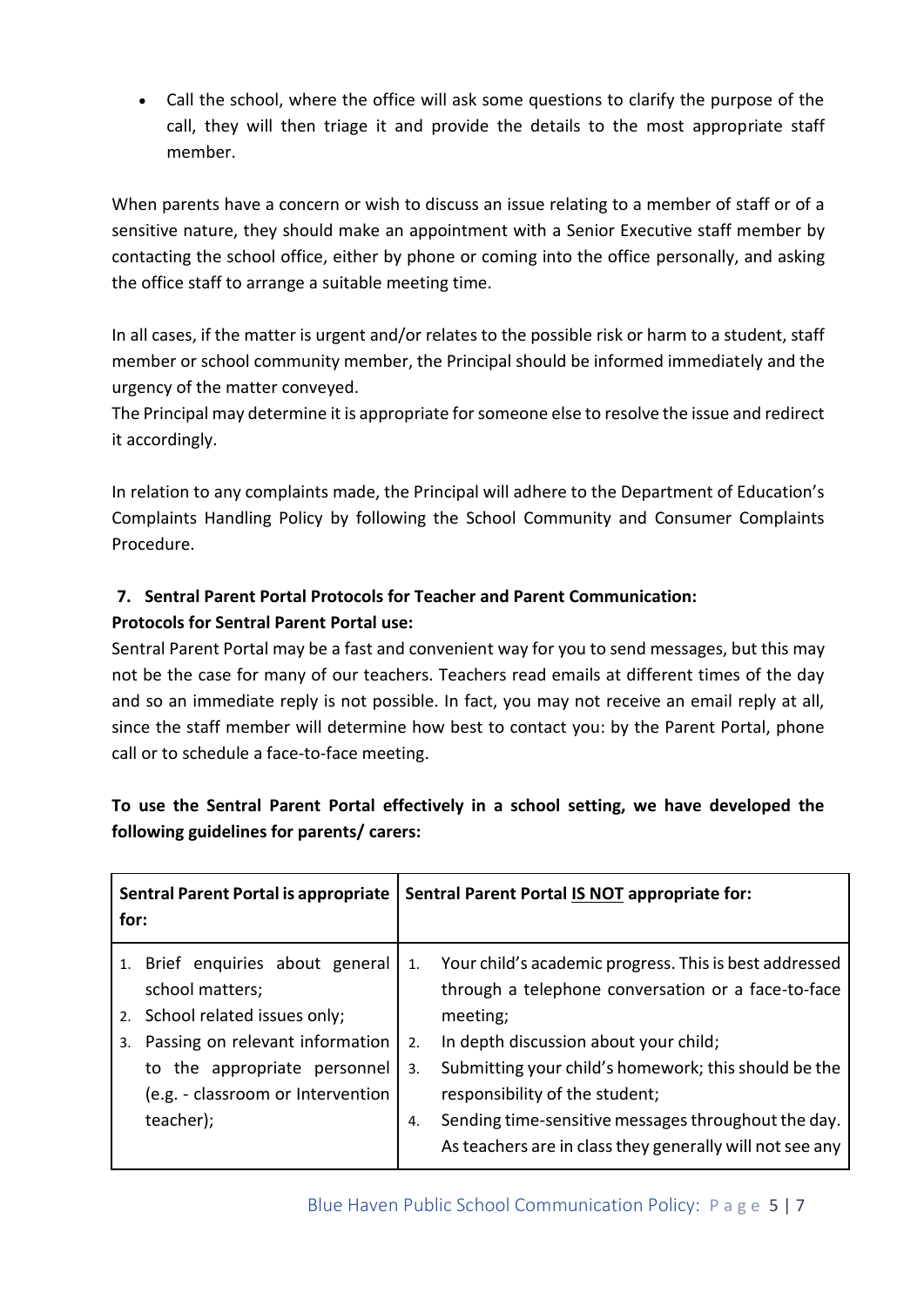- Call the school, where the office will ask some questions to clarify the purpose of the call, they will then triage it and provide the details to the most appropriate staff member.

When parents have a concern or wish to discuss an issue relating to a member of staff or of a sensitive nature, they should make an appointment with a Senior Executive staff member by contacting the school office, either by phone or coming into the office personally, and asking the office staff to arrange a suitable meeting time.

In all cases, if the matter is urgent and/or relates to the possible risk or harm to a student, staff member or school community member, the Principal should be informed immediately and the urgency of the matter conveyed.
The Principal may determine it is appropriate for someone else to resolve the issue and redirect it accordingly.

In relation to any complaints made, the Principal will adhere to the Department of Education's Complaints Handling Policy by following the School Community and Consumer Complaints Procedure.

## 7. Sentral Parent Portal Protocols for Teacher and Parent Communication:

**Protocols for Sentral Parent Portal use:**

Sentral Parent Portal may be a fast and convenient way for you to send messages, but this may not be the case for many of our teachers. Teachers read emails at different times of the day and so an immediate reply is not possible. In fact, you may not receive an email reply at all, since the staff member will determine how best to contact you: by the Parent Portal, phone call or to schedule a face-to-face meeting.

**To use the Sentral Parent Portal effectively in a school setting, we have developed the following guidelines for parents/ carers:**

| Sentral Parent Portal is appropriate for: | Sentral Parent Portal <u>IS NOT</u> appropriate for: |
|---|---|
| 1. Brief enquiries about general school matters;<br>2. School related issues only;<br>3. Passing on relevant information to the appropriate personnel (e.g. - classroom or Intervention teacher); | 1. Your child's academic progress. This is best addressed through a telephone conversation or a face-to-face meeting;<br>2. In depth discussion about your child;<br>3. Submitting your child's homework; this should be the responsibility of the student;<br>4. Sending time-sensitive messages throughout the day. As teachers are in class they generally will not see any |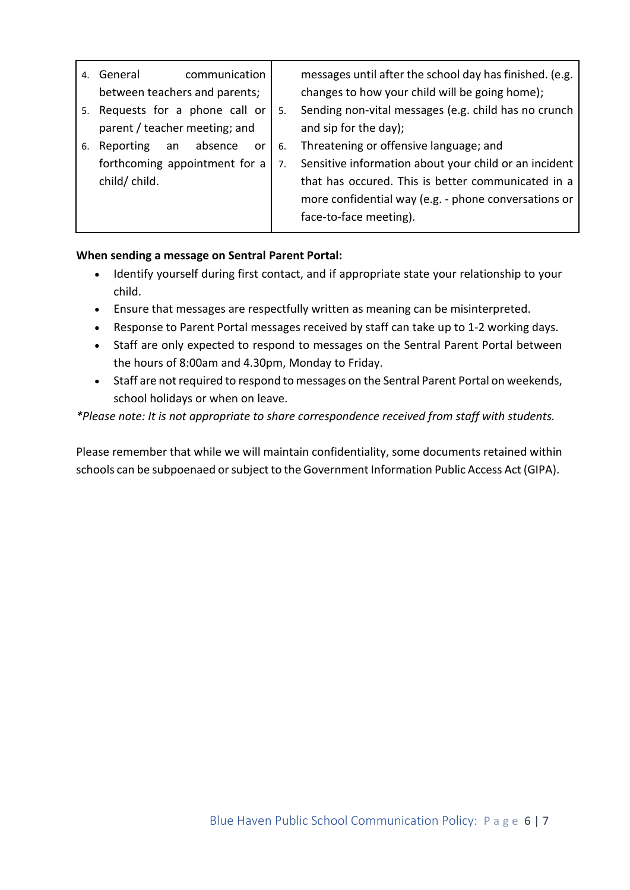| | |
|---|---|
| 4. General communication between teachers and parents;<br>5. Requests for a phone call or parent / teacher meeting; and<br>6. Reporting an absence or forthcoming appointment for a child/ child. | messages until after the school day has finished. (e.g. changes to how your child will be going home);<br>5. Sending non-vital messages (e.g. child has no crunch and sip for the day);<br>6. Threatening or offensive language; and<br>7. Sensitive information about your child or an incident that has occured. This is better communicated in a more confidential way (e.g. - phone conversations or face-to-face meeting). |

**When sending a message on Sentral Parent Portal:**

- Identify yourself during first contact, and if appropriate state your relationship to your child.
- Ensure that messages are respectfully written as meaning can be misinterpreted.
- Response to Parent Portal messages received by staff can take up to 1-2 working days.
- Staff are only expected to respond to messages on the Sentral Parent Portal between the hours of 8:00am and 4.30pm, Monday to Friday.
- Staff are not required to respond to messages on the Sentral Parent Portal on weekends, school holidays or when on leave.

*\*Please note: It is not appropriate to share correspondence received from staff with students.*

Please remember that while we will maintain confidentiality, some documents retained within schools can be subpoenaed or subject to the Government Information Public Access Act (GIPA).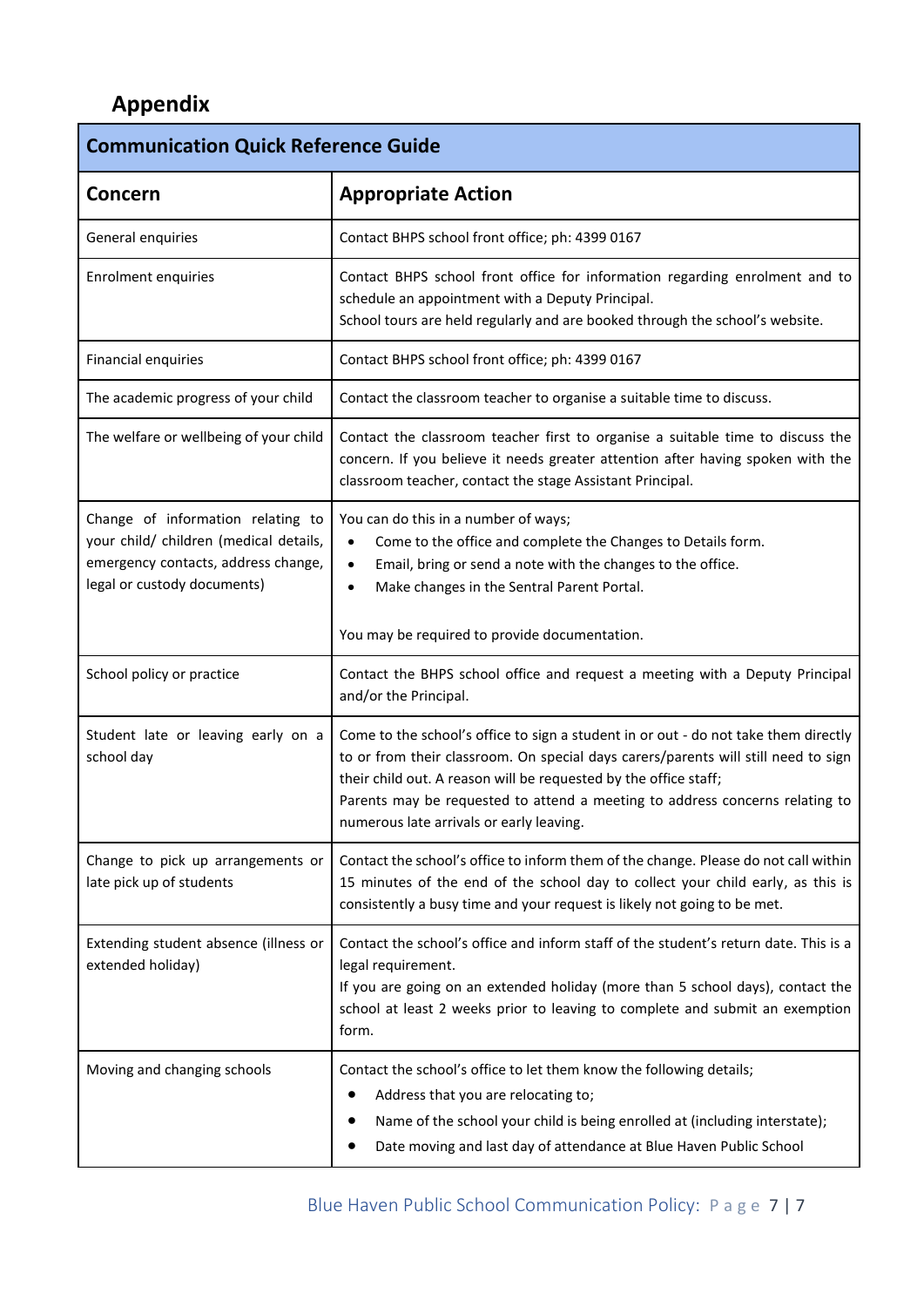## Appendix

| Communication Quick Reference Guide | |
|---|---|
| **Concern** | **Appropriate Action** |
| General enquiries | Contact BHPS school front office; ph: 4399 0167 |
| Enrolment enquiries | Contact BHPS school front office for information regarding enrolment and to schedule an appointment with a Deputy Principal.<br>School tours are held regularly and are booked through the school's website. |
| Financial enquiries | Contact BHPS school front office; ph: 4399 0167 |
| The academic progress of your child | Contact the classroom teacher to organise a suitable time to discuss. |
| The welfare or wellbeing of your child | Contact the classroom teacher first to organise a suitable time to discuss the concern. If you believe it needs greater attention after having spoken with the classroom teacher, contact the stage Assistant Principal. |
| Change of information relating to your child/ children (medical details, emergency contacts, address change, legal or custody documents) | You can do this in a number of ways;<br>• Come to the office and complete the Changes to Details form.<br>• Email, bring or send a note with the changes to the office.<br>• Make changes in the Sentral Parent Portal.<br><br>You may be required to provide documentation. |
| School policy or practice | Contact the BHPS school office and request a meeting with a Deputy Principal and/or the Principal. |
| Student late or leaving early on a school day | Come to the school's office to sign a student in or out - do not take them directly to or from their classroom. On special days carers/parents will still need to sign their child out. A reason will be requested by the office staff;<br>Parents may be requested to attend a meeting to address concerns relating to numerous late arrivals or early leaving. |
| Change to pick up arrangements or late pick up of students | Contact the school's office to inform them of the change. Please do not call within 15 minutes of the end of the school day to collect your child early, as this is consistently a busy time and your request is likely not going to be met. |
| Extending student absence (illness or extended holiday) | Contact the school's office and inform staff of the student's return date. This is a legal requirement.<br>If you are going on an extended holiday (more than 5 school days), contact the school at least 2 weeks prior to leaving to complete and submit an exemption form. |
| Moving and changing schools | Contact the school's office to let them know the following details;<br>• Address that you are relocating to;<br>• Name of the school your child is being enrolled at (including interstate);<br>• Date moving and last day of attendance at Blue Haven Public School |